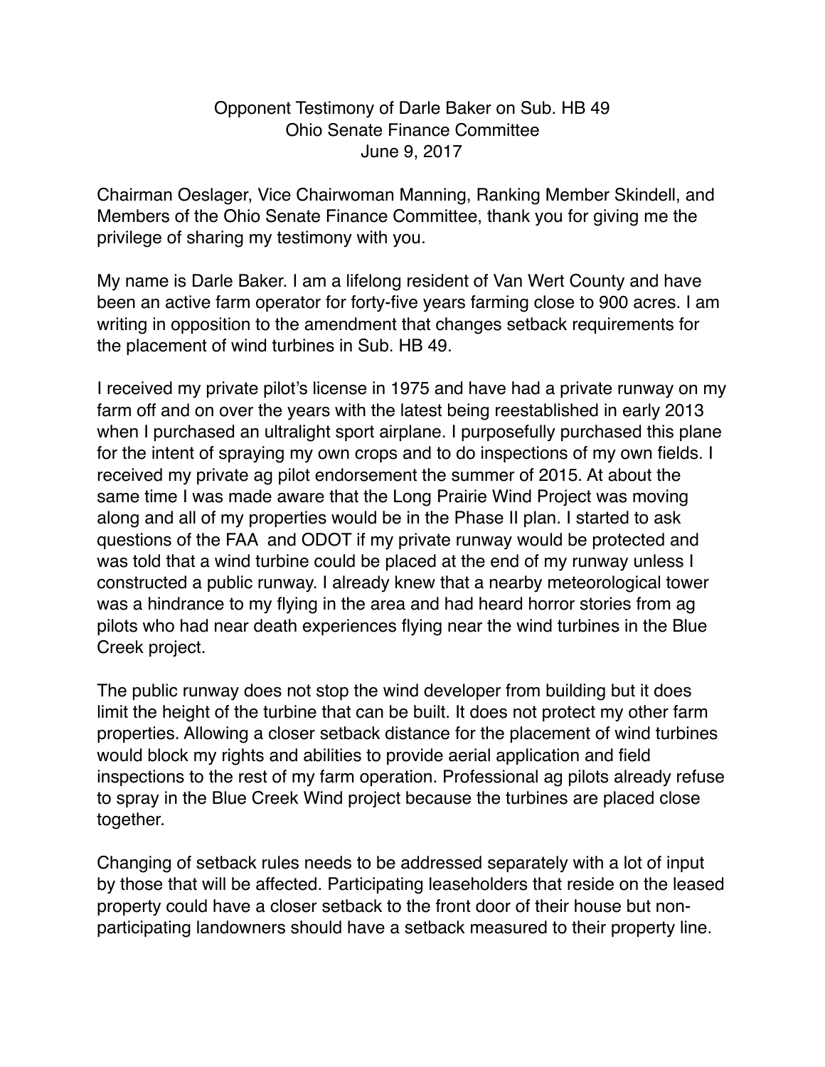Opponent Testimony of Darle Baker on Sub. HB 49
Ohio Senate Finance Committee
June 9, 2017

Chairman Oeslager, Vice Chairwoman Manning, Ranking Member Skindell, and Members of the Ohio Senate Finance Committee, thank you for giving me the privilege of sharing my testimony with you.

My name is Darle Baker. I am a lifelong resident of Van Wert County and have been an active farm operator for forty-five years farming close to 900 acres. I am writing in opposition to the amendment that changes setback requirements for the placement of wind turbines in Sub. HB 49.

I received my private pilot's license in 1975 and have had a private runway on my farm off and on over the years with the latest being reestablished in early 2013 when I purchased an ultralight sport airplane. I purposefully purchased this plane for the intent of spraying my own crops and to do inspections of my own fields. I received my private ag pilot endorsement the summer of 2015. At about the same time I was made aware that the Long Prairie Wind Project was moving along and all of my properties would be in the Phase II plan. I started to ask questions of the FAA and ODOT if my private runway would be protected and was told that a wind turbine could be placed at the end of my runway unless I constructed a public runway. I already knew that a nearby meteorological tower was a hindrance to my flying in the area and had heard horror stories from ag pilots who had near death experiences flying near the wind turbines in the Blue Creek project.

The public runway does not stop the wind developer from building but it does limit the height of the turbine that can be built. It does not protect my other farm properties. Allowing a closer setback distance for the placement of wind turbines would block my rights and abilities to provide aerial application and field inspections to the rest of my farm operation. Professional ag pilots already refuse to spray in the Blue Creek Wind project because the turbines are placed close together.

Changing of setback rules needs to be addressed separately with a lot of input by those that will be affected. Participating leaseholders that reside on the leased property could have a closer setback to the front door of their house but non-participating landowners should have a setback measured to their property line.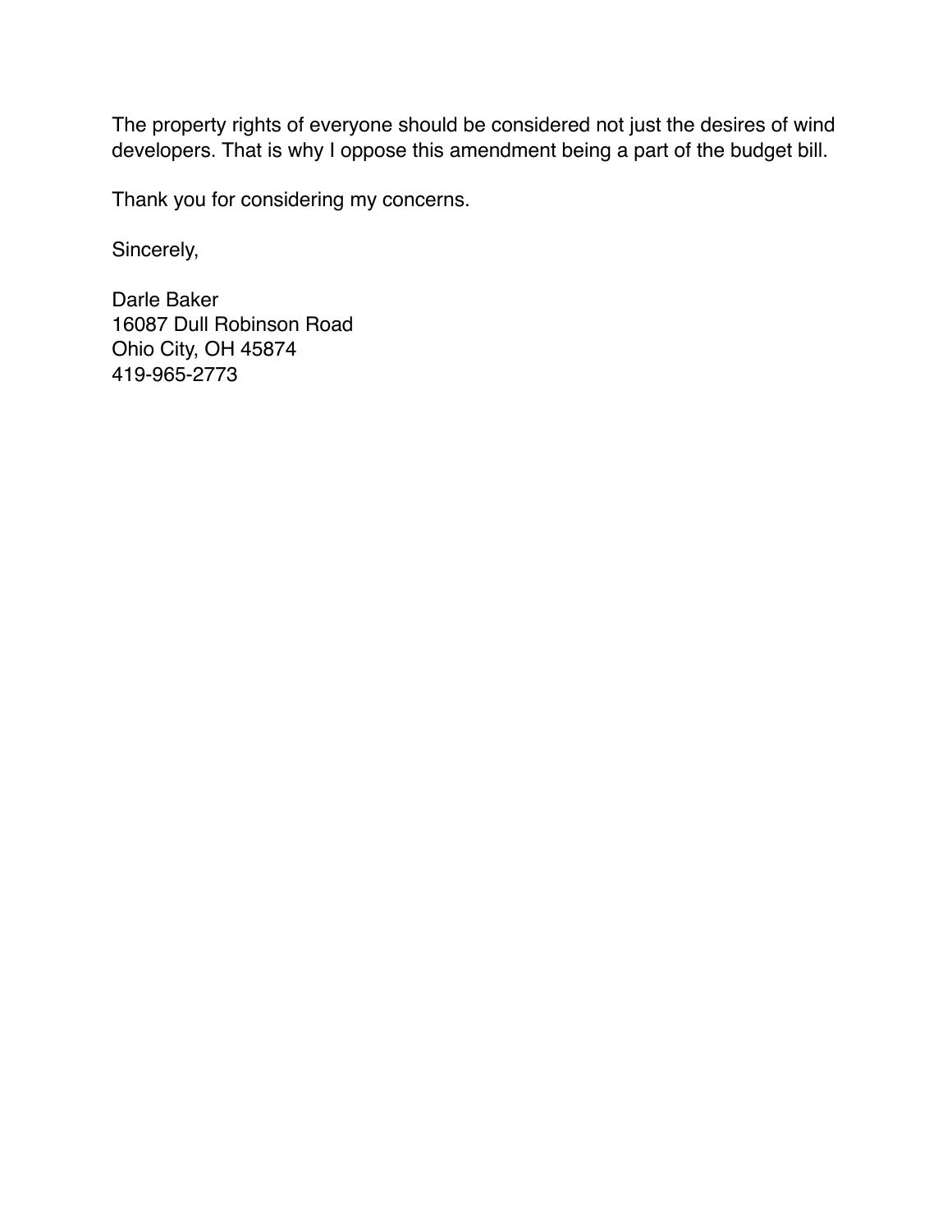The property rights of everyone should be considered not just the desires of wind developers. That is why I oppose this amendment being a part of the budget bill.

Thank you for considering my concerns.

Sincerely,

Darle Baker
16087 Dull Robinson Road
Ohio City, OH 45874
419-965-2773